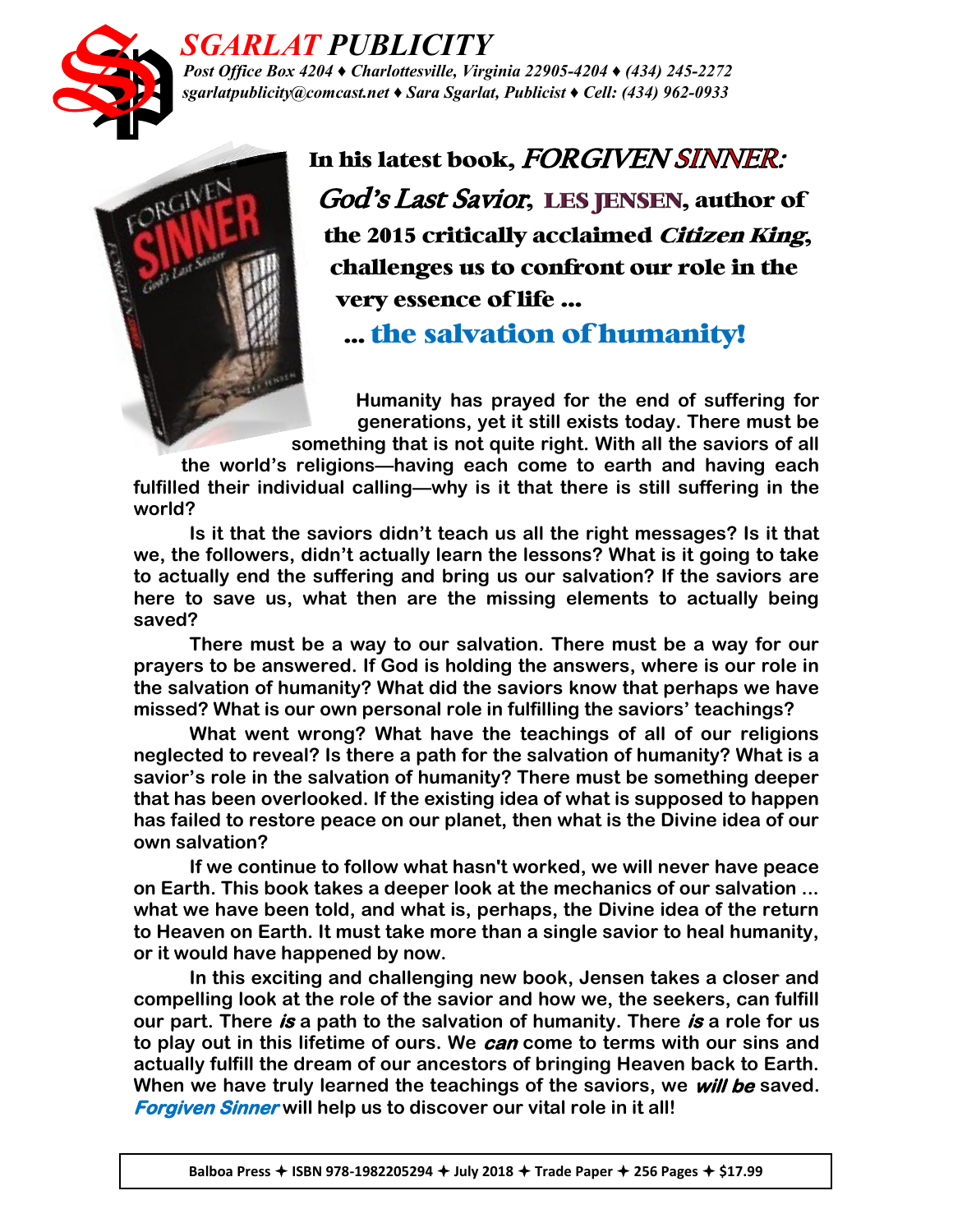# SGARLAT PUBLICITY

*Post Office Box 4204 ♦ Charlottesville, Virginia 22905-4204 ♦ (434) 245-2272*
*sgarlatpublicity@comcast.net ♦ Sara Sgarlat, Publicist ♦ Cell: (434) 962-0933*

## In his latest book, *FORGIVEN SINNER: God's Last Savior*, LES JENSEN, author of the 2015 critically acclaimed *Citizen King*, challenges us to confront our role in the very essence of life ...

## ... the salvation of humanity!

**Humanity has prayed for the end of suffering for generations, yet it still exists today. There must be something that is not quite right. With all the saviors of all the world's religions—having each come to earth and having each fulfilled their individual calling—why is it that there is still suffering in the world?**

**Is it that the saviors didn't teach us all the right messages? Is it that we, the followers, didn't actually learn the lessons? What is it going to take to actually end the suffering and bring us our salvation? If the saviors are here to save us, what then are the missing elements to actually being saved?**

**There must be a way to our salvation. There must be a way for our prayers to be answered. If God is holding the answers, where is our role in the salvation of humanity? What did the saviors know that perhaps we have missed? What is our own personal role in fulfilling the saviors' teachings?**

**What went wrong? What have the teachings of all of our religions neglected to reveal? Is there a path for the salvation of humanity? What is a savior's role in the salvation of humanity? There must be something deeper that has been overlooked. If the existing idea of what is supposed to happen has failed to restore peace on our planet, then what is the Divine idea of our own salvation?**

**If we continue to follow what hasn't worked, we will never have peace on Earth. This book takes a deeper look at the mechanics of our salvation ... what we have been told, and what is, perhaps, the Divine idea of the return to Heaven on Earth. It must take more than a single savior to heal humanity, or it would have happened by now.**

**In this exciting and challenging new book, Jensen takes a closer and compelling look at the role of the savior and how we, the seekers, can fulfill our part. There *is* a path to the salvation of humanity. There *is* a role for us to play out in this lifetime of ours. We *can* come to terms with our sins and actually fulfill the dream of our ancestors of bringing Heaven back to Earth. When we have truly learned the teachings of the saviors, we *will be* saved. *Forgiven Sinner* will help us to discover our vital role in it all!**

**Balboa Press ✦ ISBN 978-1982205294 ✦ July 2018 ✦ Trade Paper ✦ 256 Pages ✦ $17.99**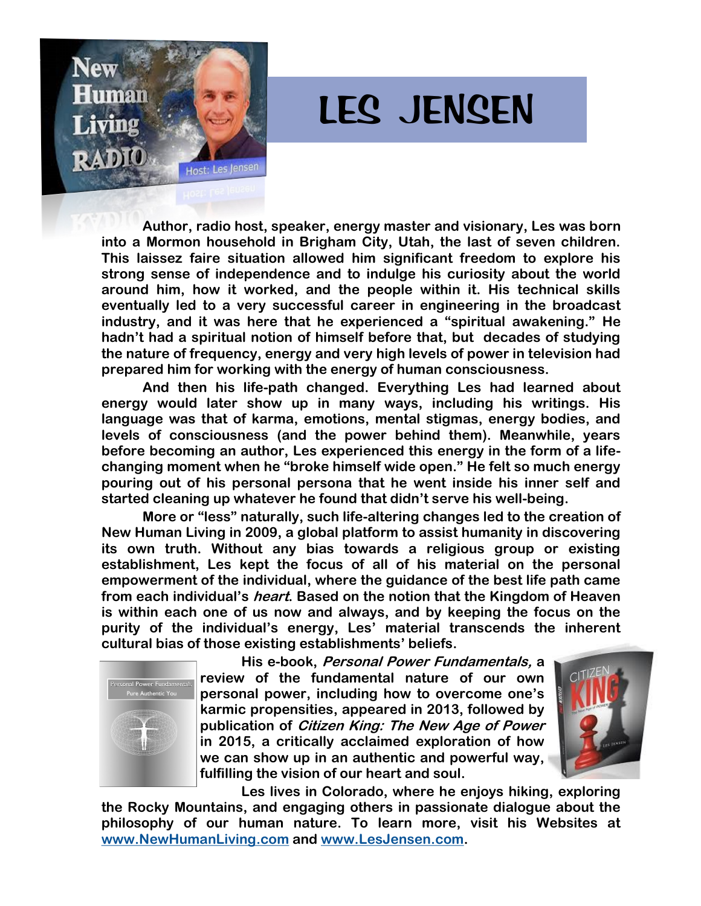# LES JENSEN

**Author, radio host, speaker, energy master and visionary, Les was born into a Mormon household in Brigham City, Utah, the last of seven children. This laissez faire situation allowed him significant freedom to explore his strong sense of independence and to indulge his curiosity about the world around him, how it worked, and the people within it. His technical skills eventually led to a very successful career in engineering in the broadcast industry, and it was here that he experienced a "spiritual awakening." He hadn't had a spiritual notion of himself before that, but decades of studying the nature of frequency, energy and very high levels of power in television had prepared him for working with the energy of human consciousness.**

**And then his life-path changed. Everything Les had learned about energy would later show up in many ways, including his writings. His language was that of karma, emotions, mental stigmas, energy bodies, and levels of consciousness (and the power behind them). Meanwhile, years before becoming an author, Les experienced this energy in the form of a life-changing moment when he "broke himself wide open." He felt so much energy pouring out of his personal persona that he went inside his inner self and started cleaning up whatever he found that didn't serve his well-being.**

**More or "less" naturally, such life-altering changes led to the creation of New Human Living in 2009, a global platform to assist humanity in discovering its own truth. Without any bias towards a religious group or existing establishment, Les kept the focus of all of his material on the personal empowerment of the individual, where the guidance of the best life path came from each individual's *heart*. Based on the notion that the Kingdom of Heaven is within each one of us now and always, and by keeping the focus on the purity of the individual's energy, Les' material transcends the inherent cultural bias of those existing establishments' beliefs.**

**His e-book, *Personal Power Fundamentals,* a review of the fundamental nature of our own personal power, including how to overcome one's karmic propensities, appeared in 2013, followed by publication of *Citizen King: The New Age of Power* in 2015, a critically acclaimed exploration of how we can show up in an authentic and powerful way, fulfilling the vision of our heart and soul.**

**Les lives in Colorado, where he enjoys hiking, exploring the Rocky Mountains, and engaging others in passionate dialogue about the philosophy of our human nature. To learn more, visit his Websites at [www.NewHumanLiving.com](http://www.NewHumanLiving.com) and [www.LesJensen.com](http://www.LesJensen.com).**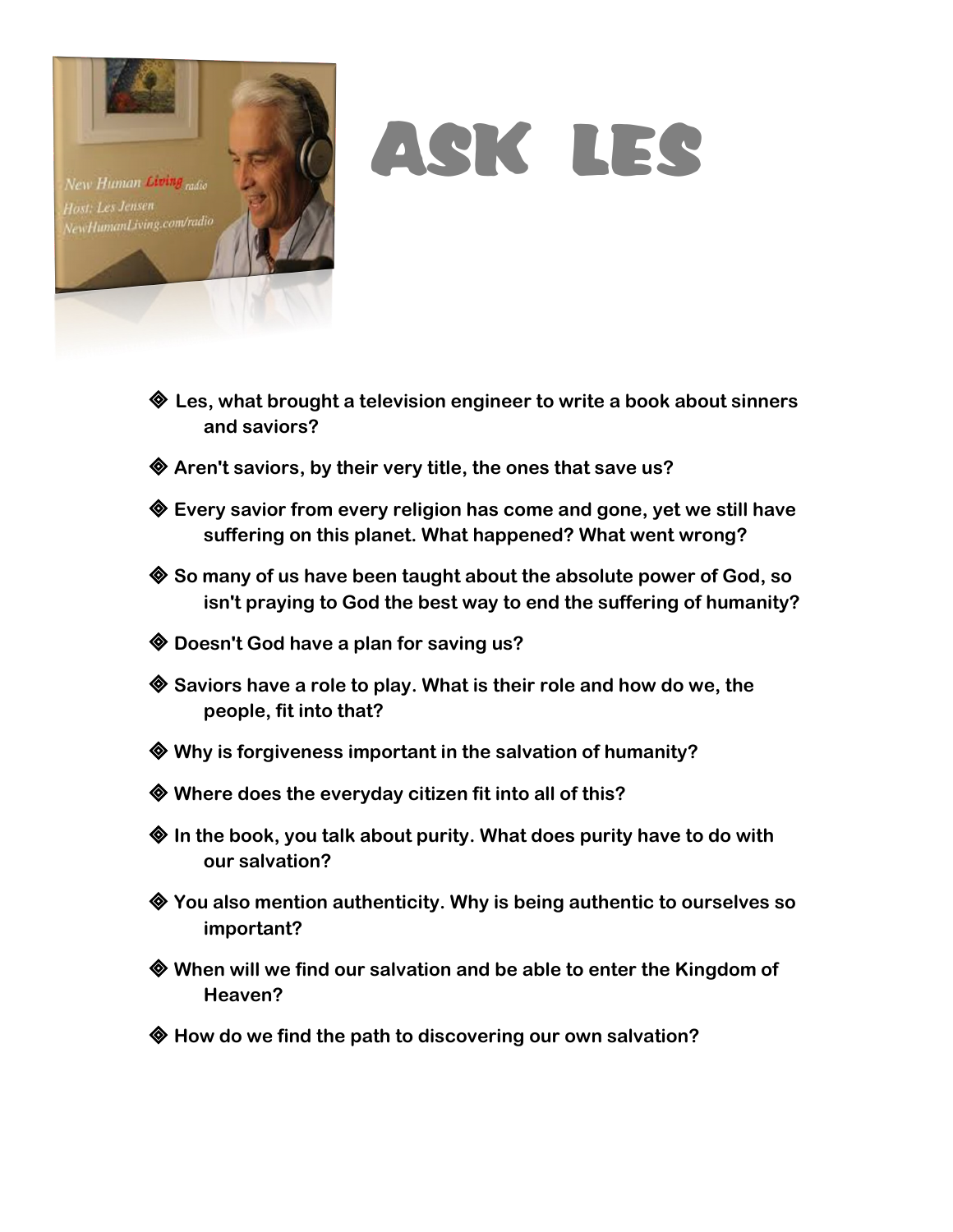# ASK LES

- Les, what brought a television engineer to write a book about sinners and saviors?
- Aren't saviors, by their very title, the ones that save us?
- Every savior from every religion has come and gone, yet we still have suffering on this planet. What happened? What went wrong?
- So many of us have been taught about the absolute power of God, so isn't praying to God the best way to end the suffering of humanity?
- Doesn't God have a plan for saving us?
- Saviors have a role to play. What is their role and how do we, the people, fit into that?
- Why is forgiveness important in the salvation of humanity?
- Where does the everyday citizen fit into all of this?
- In the book, you talk about purity. What does purity have to do with our salvation?
- You also mention authenticity. Why is being authentic to ourselves so important?
- When will we find our salvation and be able to enter the Kingdom of Heaven?
- How do we find the path to discovering our own salvation?